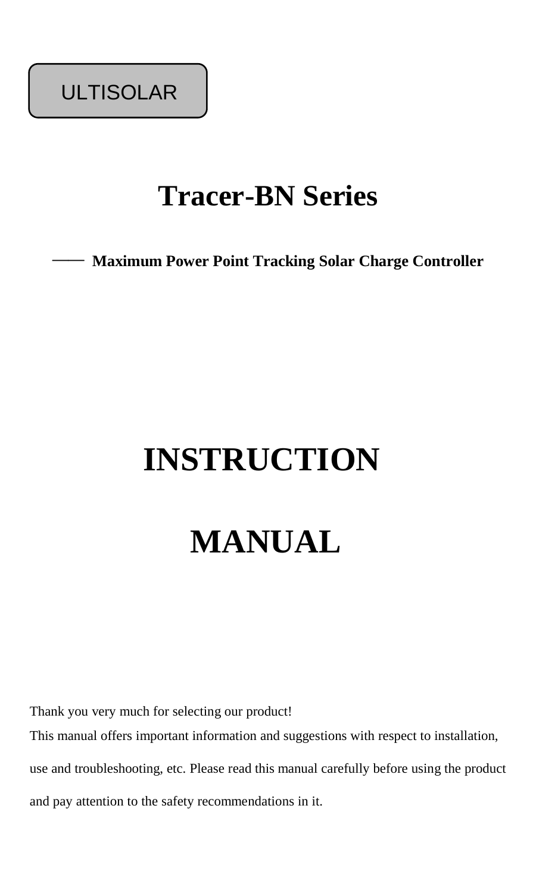ULTISOLAR

# Tracer-BN Series

**—— Maximum Power Point Tracking Solar Charge Controller**

# INSTRUCTION

# MANUAL

Thank you very much for selecting our product!

This manual offers important information and suggestions with respect to installation, use and troubleshooting, etc. Please read this manual carefully before using the product and pay attention to the safety recommendations in it.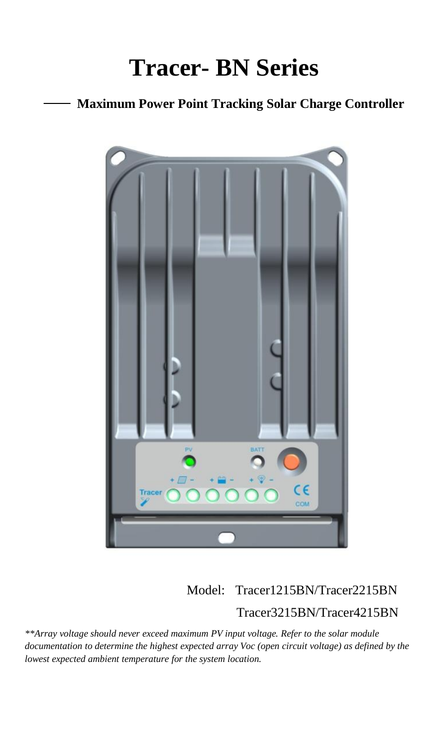# Tracer- BN Series

## —— Maximum Power Point Tracking Solar Charge Controller

Model: Tracer1215BN/Tracer2215BN

Tracer3215BN/Tracer4215BN

*\*\*Array voltage should never exceed maximum PV input voltage. Refer to the solar module documentation to determine the highest expected array Voc (open circuit voltage) as defined by the lowest expected ambient temperature for the system location.*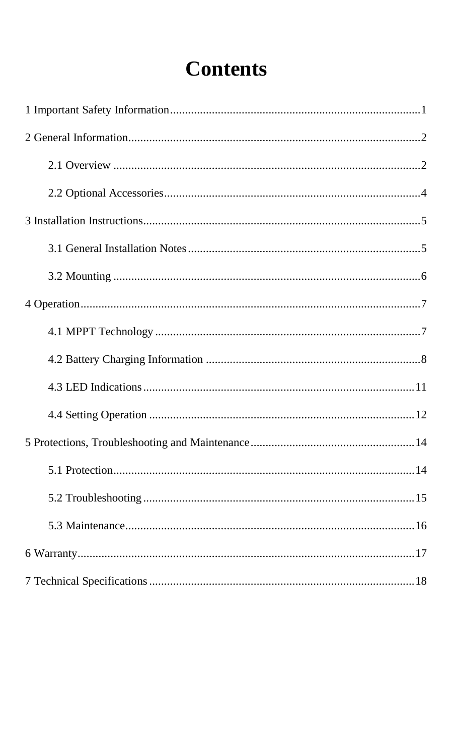# Contents

1 Important Safety Information....................................................................................1

2 General Information..................................................................................................2

- 2.1 Overview .......................................................................................................2
- 2.2 Optional Accessories......................................................................................4

3 Installation Instructions.............................................................................................5

- 3.1 General Installation Notes..............................................................................5
- 3.2 Mounting .......................................................................................................6

4 Operation..................................................................................................................7

- 4.1 MPPT Technology .........................................................................................7
- 4.2 Battery Charging Information ........................................................................8
- 4.3 LED Indications...........................................................................................11
- 4.4 Setting Operation .........................................................................................12

5 Protections, Troubleshooting and Maintenance.......................................................14

- 5.1 Protection.....................................................................................................14
- 5.2 Troubleshooting...........................................................................................15
- 5.3 Maintenance.................................................................................................16

6 Warranty.................................................................................................................17

7 Technical Specifications.........................................................................................18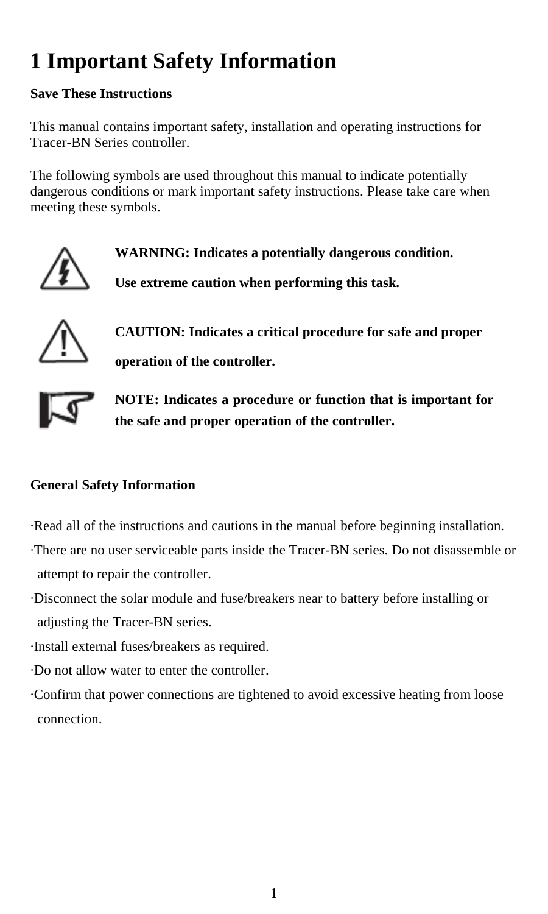# 1 Important Safety Information

**Save These Instructions**

This manual contains important safety, installation and operating instructions for Tracer-BN Series controller.

The following symbols are used throughout this manual to indicate potentially dangerous conditions or mark important safety instructions. Please take care when meeting these symbols.

**WARNING: Indicates a potentially dangerous condition.**

**Use extreme caution when performing this task.**

**CAUTION: Indicates a critical procedure for safe and proper operation of the controller.**

**NOTE: Indicates a procedure or function that is important for the safe and proper operation of the controller.**

**General Safety Information**

·Read all of the instructions and cautions in the manual before beginning installation.

·There are no user serviceable parts inside the Tracer-BN series. Do not disassemble or attempt to repair the controller.

·Disconnect the solar module and fuse/breakers near to battery before installing or adjusting the Tracer-BN series.

·Install external fuses/breakers as required.

·Do not allow water to enter the controller.

·Confirm that power connections are tightened to avoid excessive heating from loose connection.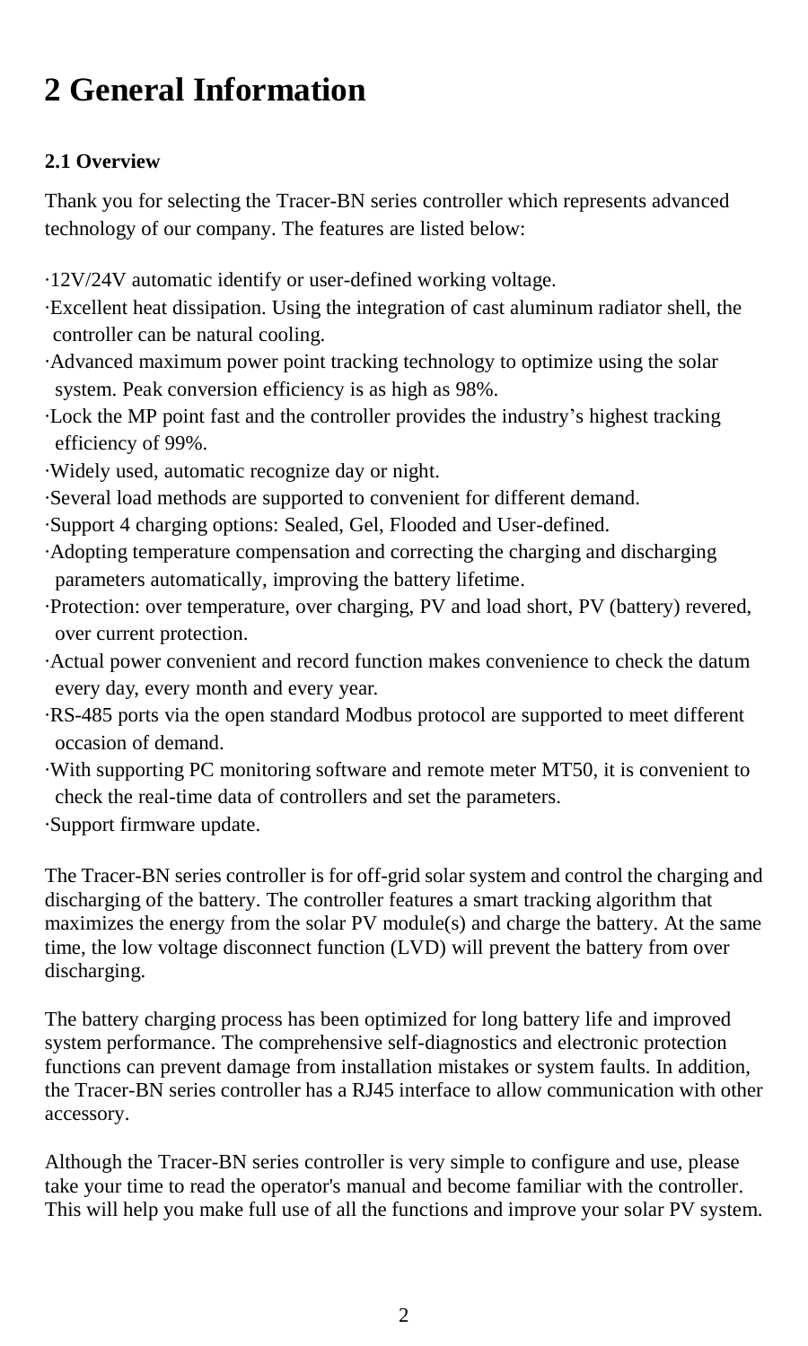# 2 General Information

## 2.1 Overview

Thank you for selecting the Tracer-BN series controller which represents advanced technology of our company. The features are listed below:

·12V/24V automatic identify or user-defined working voltage.
·Excellent heat dissipation. Using the integration of cast aluminum radiator shell, the controller can be natural cooling.
·Advanced maximum power point tracking technology to optimize using the solar system. Peak conversion efficiency is as high as 98%.
·Lock the MP point fast and the controller provides the industry's highest tracking efficiency of 99%.
·Widely used, automatic recognize day or night.
·Several load methods are supported to convenient for different demand.
·Support 4 charging options: Sealed, Gel, Flooded and User-defined.
·Adopting temperature compensation and correcting the charging and discharging parameters automatically, improving the battery lifetime.
·Protection: over temperature, over charging, PV and load short, PV (battery) revered, over current protection.
·Actual power convenient and record function makes convenience to check the datum every day, every month and every year.
·RS-485 ports via the open standard Modbus protocol are supported to meet different occasion of demand.
·With supporting PC monitoring software and remote meter MT50, it is convenient to check the real-time data of controllers and set the parameters.
·Support firmware update.

The Tracer-BN series controller is for off-grid solar system and control the charging and discharging of the battery. The controller features a smart tracking algorithm that maximizes the energy from the solar PV module(s) and charge the battery. At the same time, the low voltage disconnect function (LVD) will prevent the battery from over discharging.

The battery charging process has been optimized for long battery life and improved system performance. The comprehensive self-diagnostics and electronic protection functions can prevent damage from installation mistakes or system faults. In addition, the Tracer-BN series controller has a RJ45 interface to allow communication with other accessory.

Although the Tracer-BN series controller is very simple to configure and use, please take your time to read the operator's manual and become familiar with the controller. This will help you make full use of all the functions and improve your solar PV system.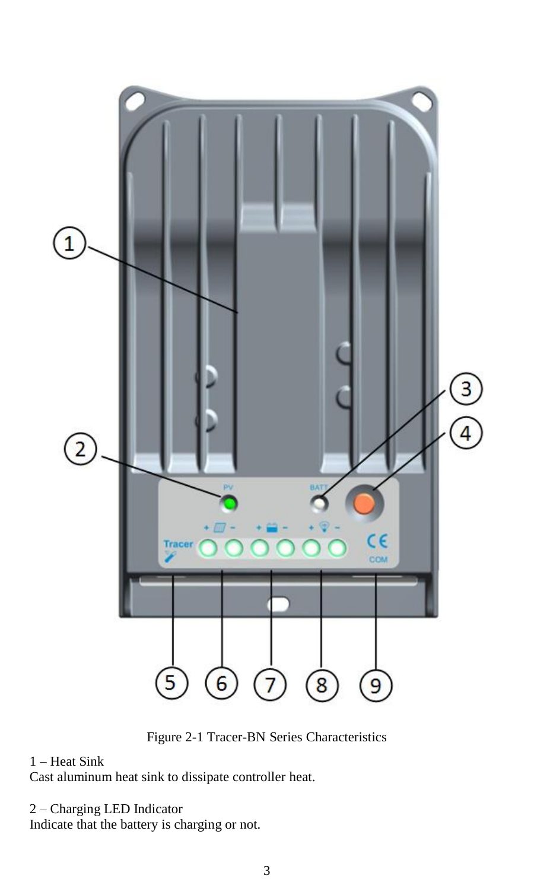Figure 2-1 Tracer-BN Series Characteristics

1 – Heat Sink
Cast aluminum heat sink to dissipate controller heat.

2 – Charging LED Indicator
Indicate that the battery is charging or not.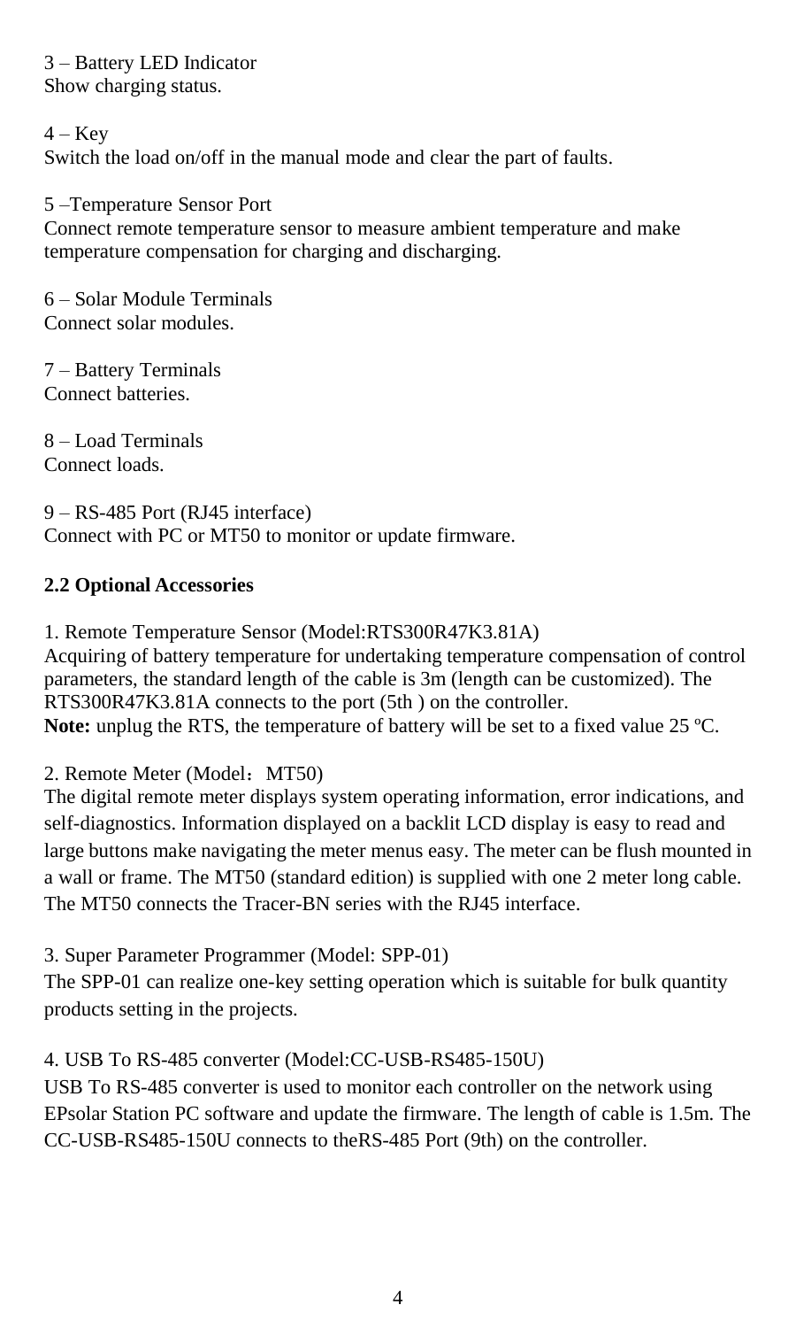3 – Battery LED Indicator
Show charging status.

4 – Key
Switch the load on/off in the manual mode and clear the part of faults.

5 –Temperature Sensor Port
Connect remote temperature sensor to measure ambient temperature and make temperature compensation for charging and discharging.

6 – Solar Module Terminals
Connect solar modules.

7 – Battery Terminals
Connect batteries.

8 – Load Terminals
Connect loads.

9 – RS-485 Port (RJ45 interface)
Connect with PC or MT50 to monitor or update firmware.

**2.2 Optional Accessories**

1. Remote Temperature Sensor (Model:RTS300R47K3.81A)
Acquiring of battery temperature for undertaking temperature compensation of control parameters, the standard length of the cable is 3m (length can be customized). The RTS300R47K3.81A connects to the port (5th ) on the controller.
**Note:** unplug the RTS, the temperature of battery will be set to a fixed value 25 ºC.

2. Remote Meter (Model：MT50)
The digital remote meter displays system operating information, error indications, and self-diagnostics. Information displayed on a backlit LCD display is easy to read and large buttons make navigating the meter menus easy. The meter can be flush mounted in a wall or frame. The MT50 (standard edition) is supplied with one 2 meter long cable. The MT50 connects the Tracer-BN series with the RJ45 interface.

3. Super Parameter Programmer (Model: SPP-01)
The SPP-01 can realize one-key setting operation which is suitable for bulk quantity products setting in the projects.

4. USB To RS-485 converter (Model:CC-USB-RS485-150U)
USB To RS-485 converter is used to monitor each controller on the network using EPsolar Station PC software and update the firmware. The length of cable is 1.5m. The CC-USB-RS485-150U connects to theRS-485 Port (9th) on the controller.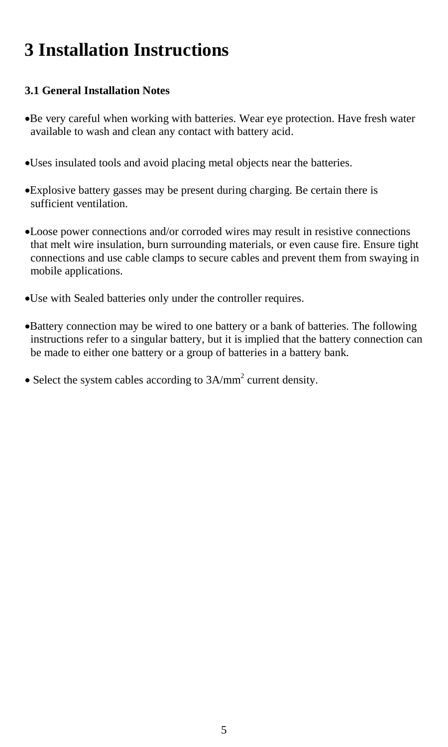# 3 Installation Instructions

### 3.1 General Installation Notes

- Be very careful when working with batteries. Wear eye protection. Have fresh water available to wash and clean any contact with battery acid.
- Uses insulated tools and avoid placing metal objects near the batteries.
- Explosive battery gasses may be present during charging. Be certain there is sufficient ventilation.
- Loose power connections and/or corroded wires may result in resistive connections that melt wire insulation, burn surrounding materials, or even cause fire. Ensure tight connections and use cable clamps to secure cables and prevent them from swaying in mobile applications.
- Use with Sealed batteries only under the controller requires.
- Battery connection may be wired to one battery or a bank of batteries. The following instructions refer to a singular battery, but it is implied that the battery connection can be made to either one battery or a group of batteries in a battery bank.
- Select the system cables according to $3A/mm^2$ current density.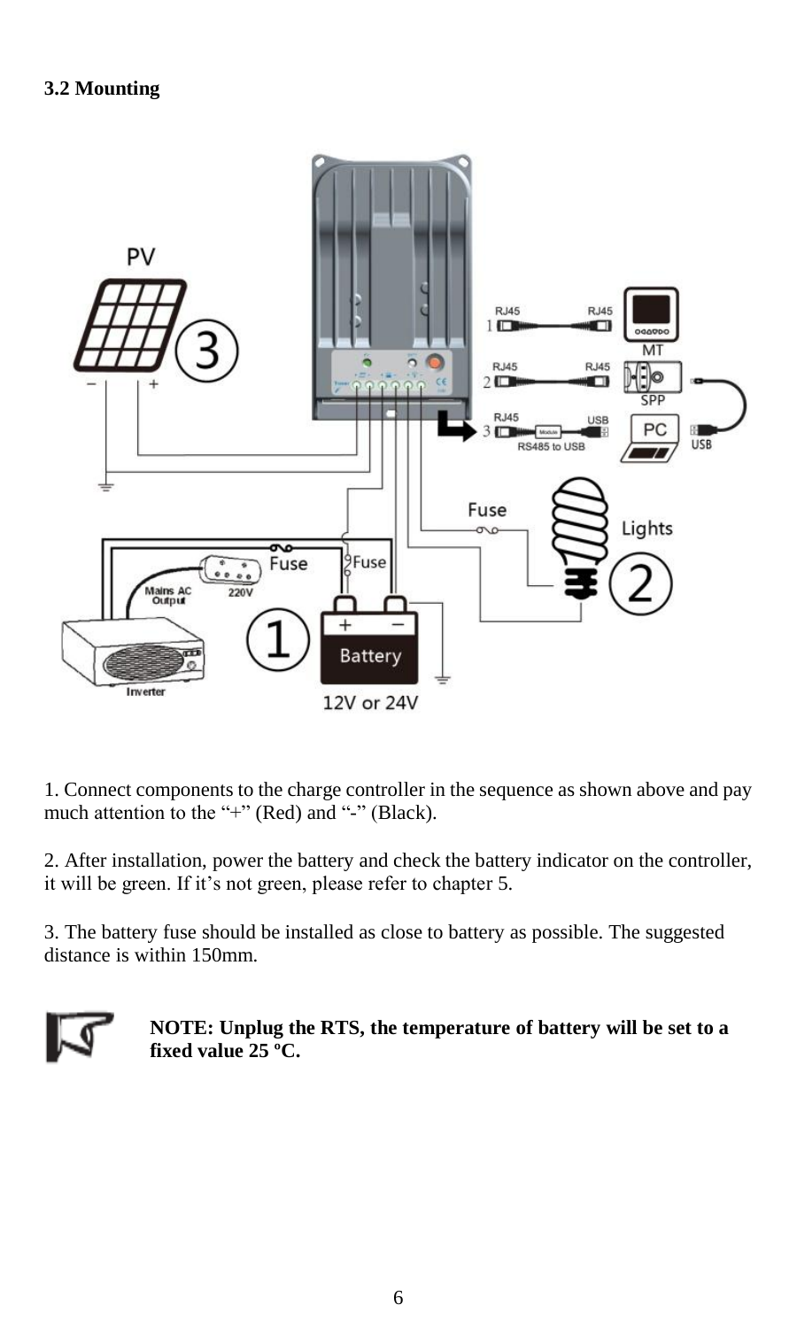### 3.2 Mounting

1. Connect components to the charge controller in the sequence as shown above and pay much attention to the "+" (Red) and "-" (Black).

2. After installation, power the battery and check the battery indicator on the controller, it will be green. If it's not green, please refer to chapter 5.

3. The battery fuse should be installed as close to battery as possible. The suggested distance is within 150mm.

**NOTE: Unplug the RTS, the temperature of battery will be set to a fixed value 25 ºC.**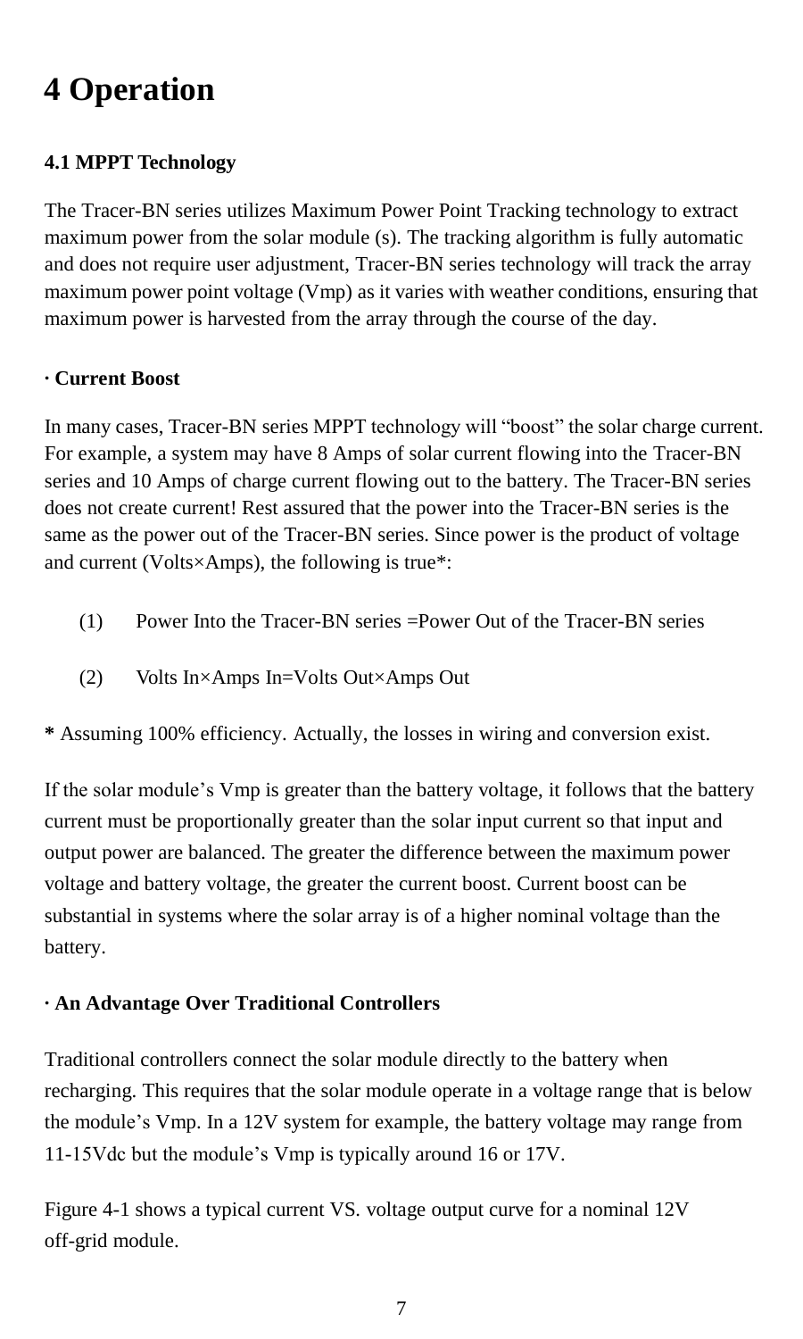# 4 Operation

### 4.1 MPPT Technology

The Tracer-BN series utilizes Maximum Power Point Tracking technology to extract maximum power from the solar module (s). The tracking algorithm is fully automatic and does not require user adjustment, Tracer-BN series technology will track the array maximum power point voltage (Vmp) as it varies with weather conditions, ensuring that maximum power is harvested from the array through the course of the day.

**· Current Boost**

In many cases, Tracer-BN series MPPT technology will "boost" the solar charge current. For example, a system may have 8 Amps of solar current flowing into the Tracer-BN series and 10 Amps of charge current flowing out to the battery. The Tracer-BN series does not create current! Rest assured that the power into the Tracer-BN series is the same as the power out of the Tracer-BN series. Since power is the product of voltage and current (Volts×Amps), the following is true*:

(1) Power Into the Tracer-BN series =Power Out of the Tracer-BN series

(2) Volts In×Amps In=Volts Out×Amps Out

**\*** Assuming 100% efficiency. Actually, the losses in wiring and conversion exist.

If the solar module's Vmp is greater than the battery voltage, it follows that the battery current must be proportionally greater than the solar input current so that input and output power are balanced. The greater the difference between the maximum power voltage and battery voltage, the greater the current boost. Current boost can be substantial in systems where the solar array is of a higher nominal voltage than the battery.

**· An Advantage Over Traditional Controllers**

Traditional controllers connect the solar module directly to the battery when recharging. This requires that the solar module operate in a voltage range that is below the module's Vmp. In a 12V system for example, the battery voltage may range from 11-15Vdc but the module's Vmp is typically around 16 or 17V.

Figure 4-1 shows a typical current VS. voltage output curve for a nominal 12V off-grid module.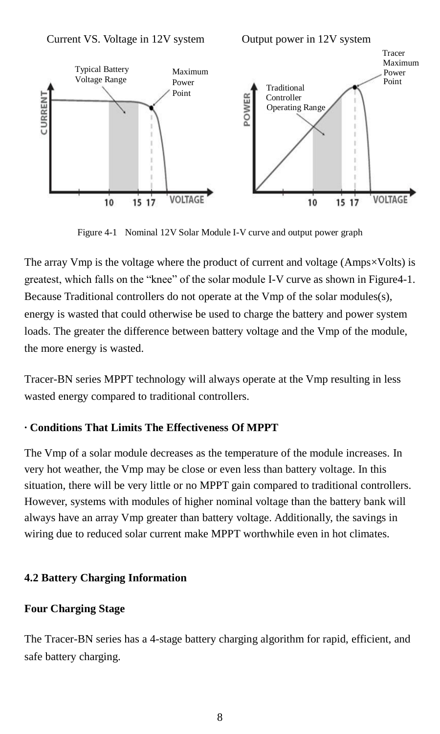Figure 4-1 Nominal 12V Solar Module I-V curve and output power graph

The array Vmp is the voltage where the product of current and voltage (Amps×Volts) is greatest, which falls on the "knee" of the solar module I-V curve as shown in Figure4-1. Because Traditional controllers do not operate at the Vmp of the solar modules(s), energy is wasted that could otherwise be used to charge the battery and power system loads. The greater the difference between battery voltage and the Vmp of the module, the more energy is wasted.

Tracer-BN series MPPT technology will always operate at the Vmp resulting in less wasted energy compared to traditional controllers.

**· Conditions That Limits The Effectiveness Of MPPT**

The Vmp of a solar module decreases as the temperature of the module increases. In very hot weather, the Vmp may be close or even less than battery voltage. In this situation, there will be very little or no MPPT gain compared to traditional controllers. However, systems with modules of higher nominal voltage than the battery bank will always have an array Vmp greater than battery voltage. Additionally, the savings in wiring due to reduced solar current make MPPT worthwhile even in hot climates.

## 4.2 Battery Charging Information

### Four Charging Stage

The Tracer-BN series has a 4-stage battery charging algorithm for rapid, efficient, and safe battery charging.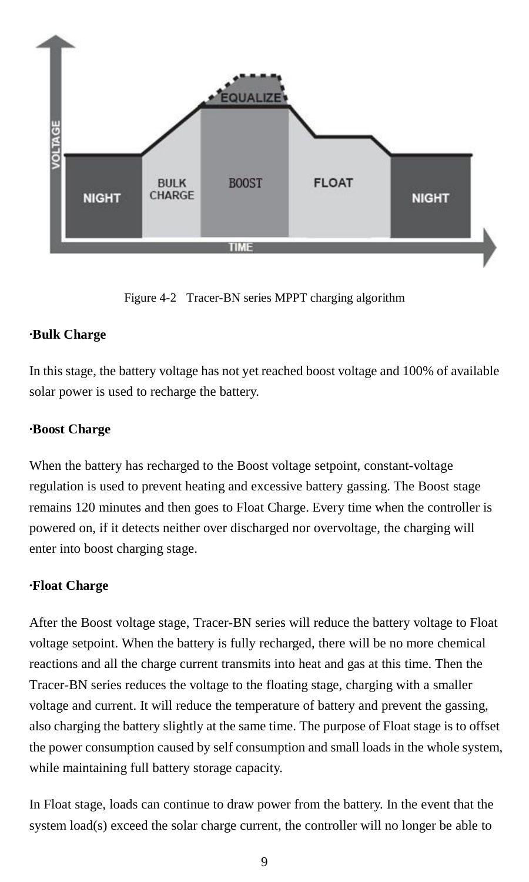Figure 4-2 Tracer-BN series MPPT charging algorithm

**·Bulk Charge**

In this stage, the battery voltage has not yet reached boost voltage and 100% of available solar power is used to recharge the battery.

**·Boost Charge**

When the battery has recharged to the Boost voltage setpoint, constant-voltage regulation is used to prevent heating and excessive battery gassing. The Boost stage remains 120 minutes and then goes to Float Charge. Every time when the controller is powered on, if it detects neither over discharged nor overvoltage, the charging will enter into boost charging stage.

**·Float Charge**

After the Boost voltage stage, Tracer-BN series will reduce the battery voltage to Float voltage setpoint. When the battery is fully recharged, there will be no more chemical reactions and all the charge current transmits into heat and gas at this time. Then the Tracer-BN series reduces the voltage to the floating stage, charging with a smaller voltage and current. It will reduce the temperature of battery and prevent the gassing, also charging the battery slightly at the same time. The purpose of Float stage is to offset the power consumption caused by self consumption and small loads in the whole system, while maintaining full battery storage capacity.

In Float stage, loads can continue to draw power from the battery. In the event that the system load(s) exceed the solar charge current, the controller will no longer be able to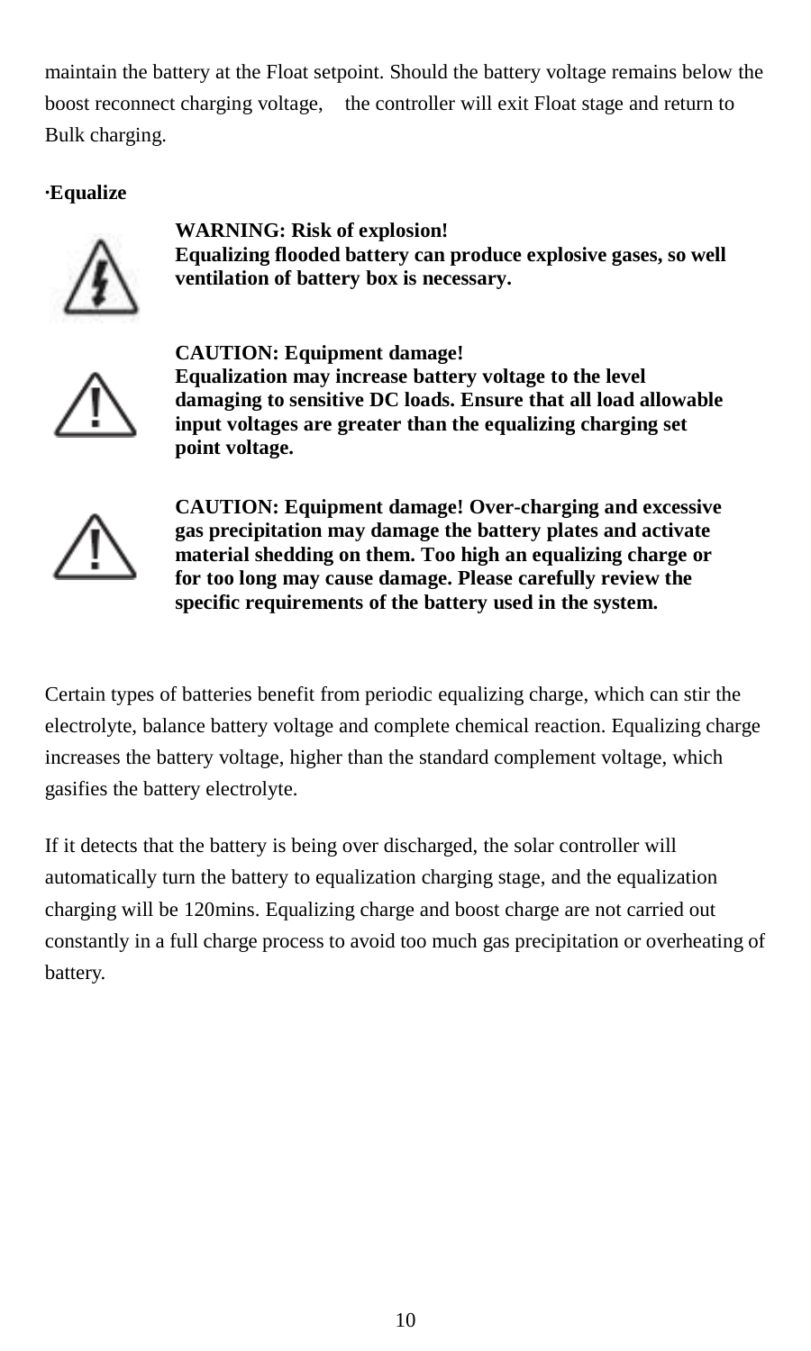maintain the battery at the Float setpoint. Should the battery voltage remains below the boost reconnect charging voltage, the controller will exit Float stage and return to Bulk charging.

**·Equalize**

**WARNING: Risk of explosion!**
**Equalizing flooded battery can produce explosive gases, so well ventilation of battery box is necessary.**

**CAUTION: Equipment damage!**
**Equalization may increase battery voltage to the level damaging to sensitive DC loads. Ensure that all load allowable input voltages are greater than the equalizing charging set point voltage.**

**CAUTION: Equipment damage! Over-charging and excessive gas precipitation may damage the battery plates and activate material shedding on them. Too high an equalizing charge or for too long may cause damage. Please carefully review the specific requirements of the battery used in the system.**

Certain types of batteries benefit from periodic equalizing charge, which can stir the electrolyte, balance battery voltage and complete chemical reaction. Equalizing charge increases the battery voltage, higher than the standard complement voltage, which gasifies the battery electrolyte.

If it detects that the battery is being over discharged, the solar controller will automatically turn the battery to equalization charging stage, and the equalization charging will be 120mins. Equalizing charge and boost charge are not carried out constantly in a full charge process to avoid too much gas precipitation or overheating of battery.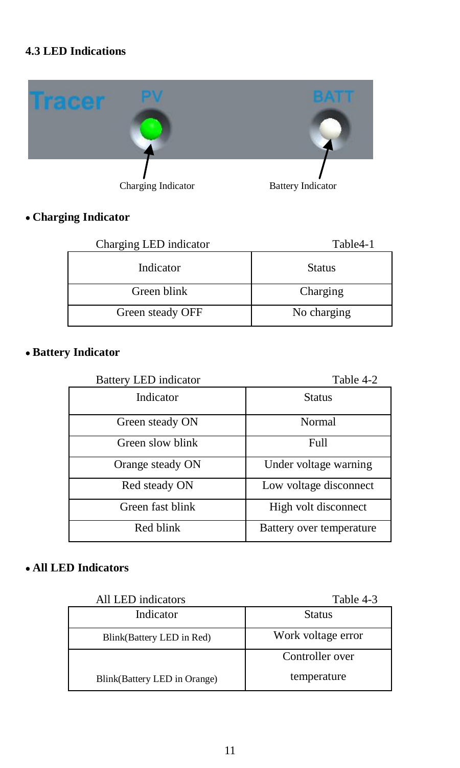### 4.3 LED Indications

Charging Indicator Battery Indicator

- **Charging Indicator**

Charging LED indicator Table4-1

| Indicator | Status |
|---|---|
| Green blink | Charging |
| Green steady OFF | No charging |

- **Battery Indicator**

Battery LED indicator Table 4-2

| Indicator | Status |
|---|---|
| Green steady ON | Normal |
| Green slow blink | Full |
| Orange steady ON | Under voltage warning |
| Red steady ON | Low voltage disconnect |
| Green fast blink | High volt disconnect |
| Red blink | Battery over temperature |

- **All LED Indicators**

All LED indicators Table 4-3

| Indicator | Status |
|---|---|
| Blink(Battery LED in Red) | Work voltage error |
| Blink(Battery LED in Orange) | Controller over temperature |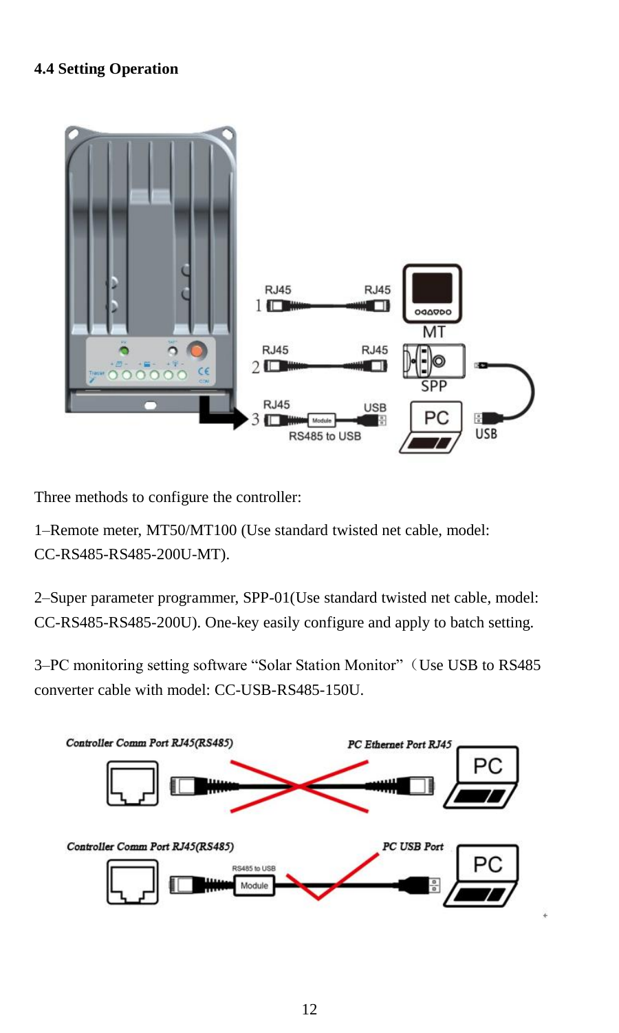### 4.4 Setting Operation

Three methods to configure the controller:

1–Remote meter, MT50/MT100 (Use standard twisted net cable, model: CC-RS485-RS485-200U-MT).

2–Super parameter programmer, SPP-01(Use standard twisted net cable, model: CC-RS485-RS485-200U). One-key easily configure and apply to batch setting.

3–PC monitoring setting software “Solar Station Monitor”（Use USB to RS485 converter cable with model: CC-USB-RS485-150U.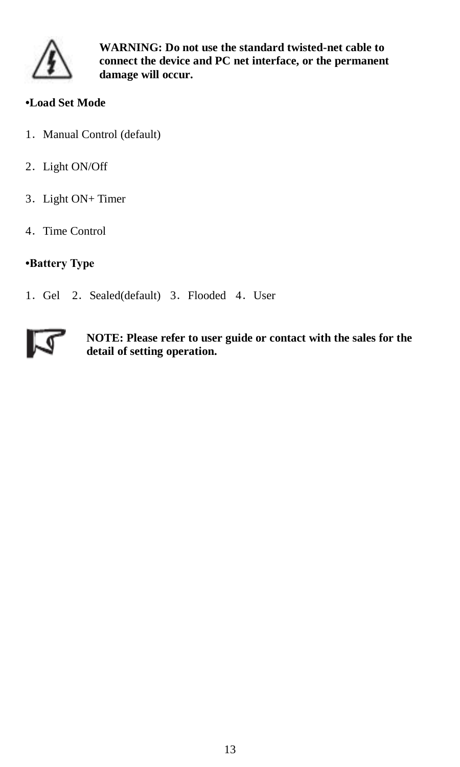**WARNING: Do not use the standard twisted-net cable to connect the device and PC net interface, or the permanent damage will occur.**

**•Load Set Mode**

1．Manual Control (default)

2．Light ON/Off

3．Light ON+ Timer

4．Time Control

**•Battery Type**

1．Gel　2．Sealed(default)　3．Flooded　4．User

**NOTE: Please refer to user guide or contact with the sales for the detail of setting operation.**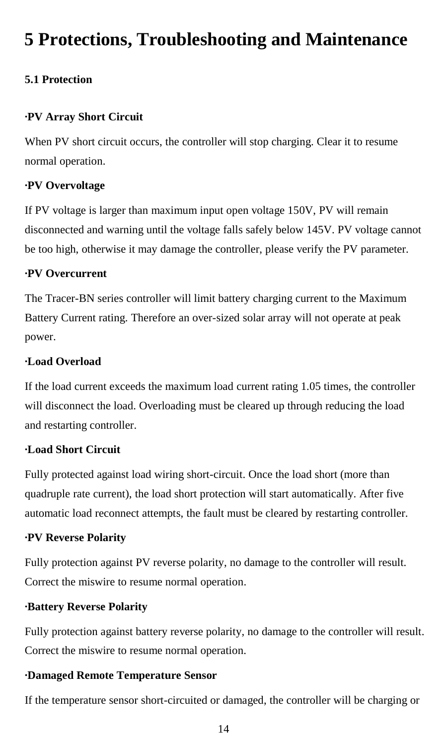# 5 Protections, Troubleshooting and Maintenance

### 5.1 Protection

**·PV Array Short Circuit**

When PV short circuit occurs, the controller will stop charging. Clear it to resume normal operation.

**·PV Overvoltage**

If PV voltage is larger than maximum input open voltage 150V, PV will remain disconnected and warning until the voltage falls safely below 145V. PV voltage cannot be too high, otherwise it may damage the controller, please verify the PV parameter.

**·PV Overcurrent**

The Tracer-BN series controller will limit battery charging current to the Maximum Battery Current rating. Therefore an over-sized solar array will not operate at peak power.

**·Load Overload**

If the load current exceeds the maximum load current rating 1.05 times, the controller will disconnect the load. Overloading must be cleared up through reducing the load and restarting controller.

**·Load Short Circuit**

Fully protected against load wiring short-circuit. Once the load short (more than quadruple rate current), the load short protection will start automatically. After five automatic load reconnect attempts, the fault must be cleared by restarting controller.

**·PV Reverse Polarity**

Fully protection against PV reverse polarity, no damage to the controller will result. Correct the miswire to resume normal operation.

**·Battery Reverse Polarity**

Fully protection against battery reverse polarity, no damage to the controller will result. Correct the miswire to resume normal operation.

**·Damaged Remote Temperature Sensor**

If the temperature sensor short-circuited or damaged, the controller will be charging or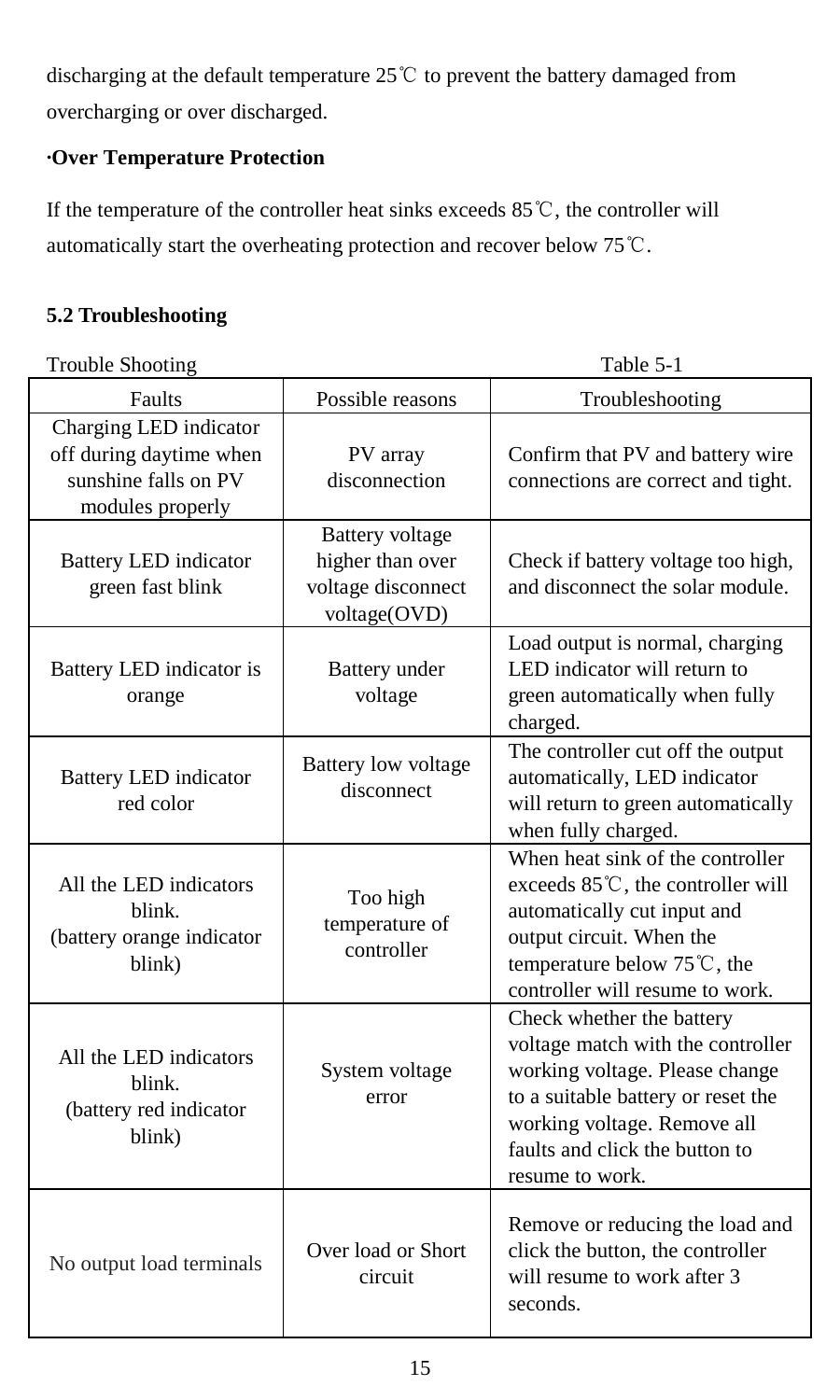discharging at the default temperature 25℃ to prevent the battery damaged from overcharging or over discharged.

**·Over Temperature Protection**

If the temperature of the controller heat sinks exceeds 85℃, the controller will automatically start the overheating protection and recover below 75℃.

## 5.2 Troubleshooting

Trouble Shooting　　　　　　　　　　　　　　　　　　Table 5-1

| Faults | Possible reasons | Troubleshooting |
|---|---|---|
| Charging LED indicator off during daytime when sunshine falls on PV modules properly | PV array disconnection | Confirm that PV and battery wire connections are correct and tight. |
| Battery LED indicator green fast blink | Battery voltage higher than over voltage disconnect voltage(OVD) | Check if battery voltage too high, and disconnect the solar module. |
| Battery LED indicator is orange | Battery under voltage | Load output is normal, charging LED indicator will return to green automatically when fully charged. |
| Battery LED indicator red color | Battery low voltage disconnect | The controller cut off the output automatically, LED indicator will return to green automatically when fully charged. |
| All the LED indicators blink. (battery orange indicator blink) | Too high temperature of controller | When heat sink of the controller exceeds 85℃, the controller will automatically cut input and output circuit. When the temperature below 75℃, the controller will resume to work. |
| All the LED indicators blink. (battery red indicator blink) | System voltage error | Check whether the battery voltage match with the controller working voltage. Please change to a suitable battery or reset the working voltage. Remove all faults and click the button to resume to work. |
| No output load terminals | Over load or Short circuit | Remove or reducing the load and click the button, the controller will resume to work after 3 seconds. |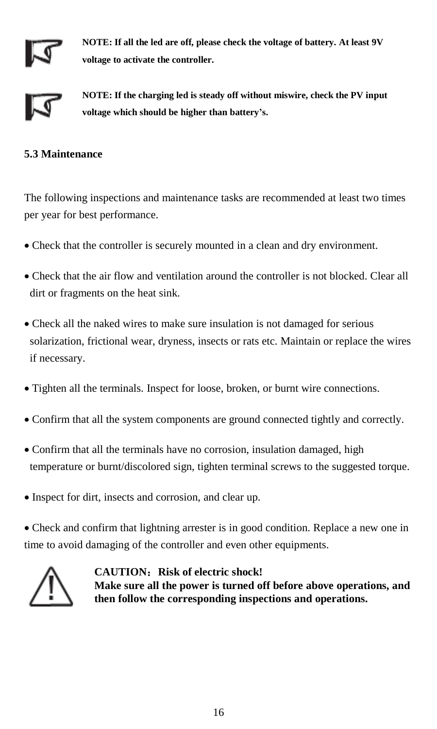**NOTE: If all the led are off, please check the voltage of battery. At least 9V voltage to activate the controller.**

**NOTE: If the charging led is steady off without miswire, check the PV input voltage which should be higher than battery's.**

### 5.3 Maintenance

The following inspections and maintenance tasks are recommended at least two times per year for best performance.

- Check that the controller is securely mounted in a clean and dry environment.
- Check that the air flow and ventilation around the controller is not blocked. Clear all dirt or fragments on the heat sink.
- Check all the naked wires to make sure insulation is not damaged for serious solarization, frictional wear, dryness, insects or rats etc. Maintain or replace the wires if necessary.
- Tighten all the terminals. Inspect for loose, broken, or burnt wire connections.
- Confirm that all the system components are ground connected tightly and correctly.
- Confirm that all the terminals have no corrosion, insulation damaged, high temperature or burnt/discolored sign, tighten terminal screws to the suggested torque.
- Inspect for dirt, insects and corrosion, and clear up.
- Check and confirm that lightning arrester is in good condition. Replace a new one in time to avoid damaging of the controller and even other equipments.

**CAUTION：Risk of electric shock!**
**Make sure all the power is turned off before above operations, and then follow the corresponding inspections and operations.**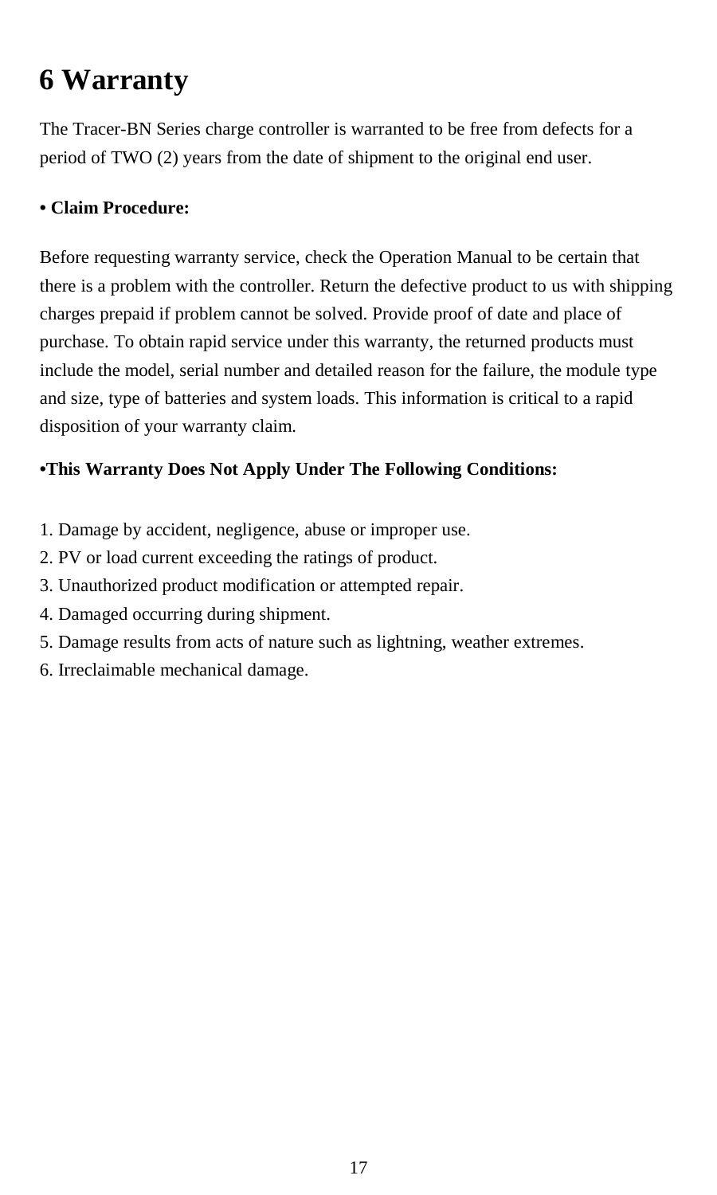# 6 Warranty

The Tracer-BN Series charge controller is warranted to be free from defects for a period of TWO (2) years from the date of shipment to the original end user.

**• Claim Procedure:**

Before requesting warranty service, check the Operation Manual to be certain that there is a problem with the controller. Return the defective product to us with shipping charges prepaid if problem cannot be solved. Provide proof of date and place of purchase. To obtain rapid service under this warranty, the returned products must include the model, serial number and detailed reason for the failure, the module type and size, type of batteries and system loads. This information is critical to a rapid disposition of your warranty claim.

**•This Warranty Does Not Apply Under The Following Conditions:**

1. Damage by accident, negligence, abuse or improper use.
2. PV or load current exceeding the ratings of product.
3. Unauthorized product modification or attempted repair.
4. Damaged occurring during shipment.
5. Damage results from acts of nature such as lightning, weather extremes.
6. Irreclaimable mechanical damage.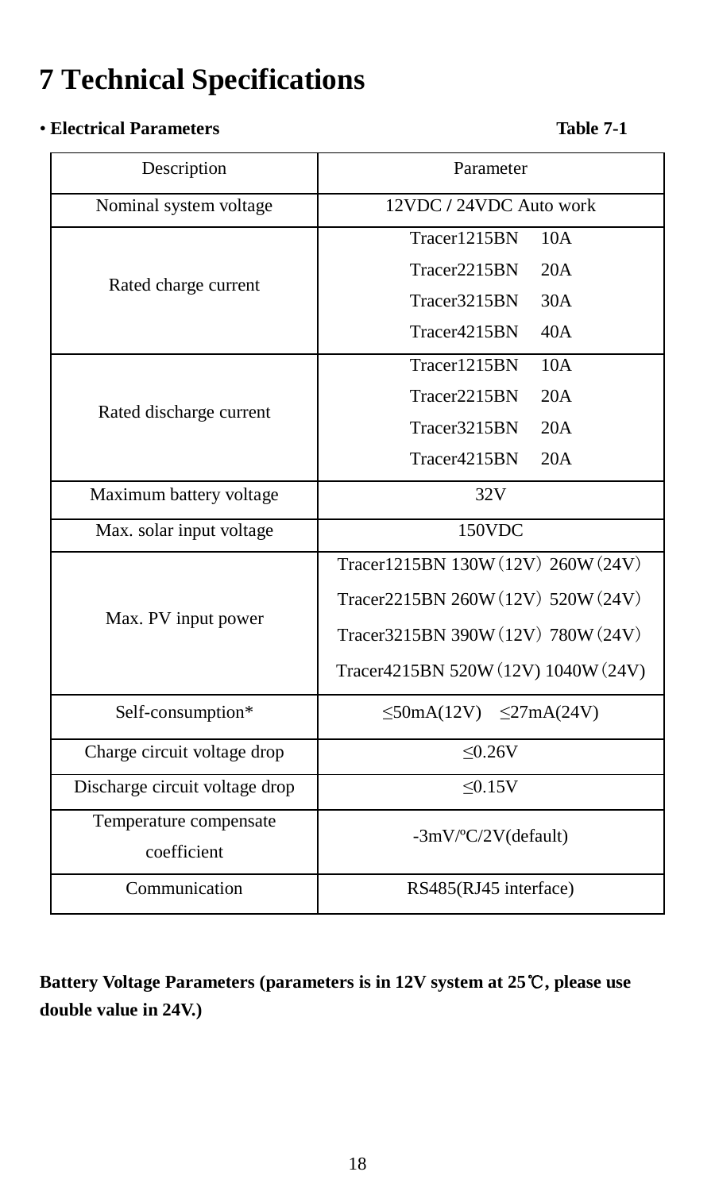# 7 Technical Specifications

• **Electrical Parameters** **Table 7-1**

| Description | Parameter |
|---|---|
| Nominal system voltage | 12VDC / 24VDC Auto work |
| Rated charge current | Tracer1215BN 10A<br>Tracer2215BN 20A<br>Tracer3215BN 30A<br>Tracer4215BN 40A |
| Rated discharge current | Tracer1215BN 10A<br>Tracer2215BN 20A<br>Tracer3215BN 20A<br>Tracer4215BN 20A |
| Maximum battery voltage | 32V |
| Max. solar input voltage | 150VDC |
| Max. PV input power | Tracer1215BN 130W（12V）260W（24V）<br>Tracer2215BN 260W（12V）520W（24V）<br>Tracer3215BN 390W（12V）780W（24V）<br>Tracer4215BN 520W（12V) 1040W（24V) |
| Self-consumption* | ≤50mA(12V) ≤27mA(24V) |
| Charge circuit voltage drop | ≤0.26V |
| Discharge circuit voltage drop | ≤0.15V |
| Temperature compensate coefficient | -3mV/ºC/2V(default) |
| Communication | RS485(RJ45 interface) |

**Battery Voltage Parameters (parameters is in 12V system at 25℃, please use double value in 24V.)**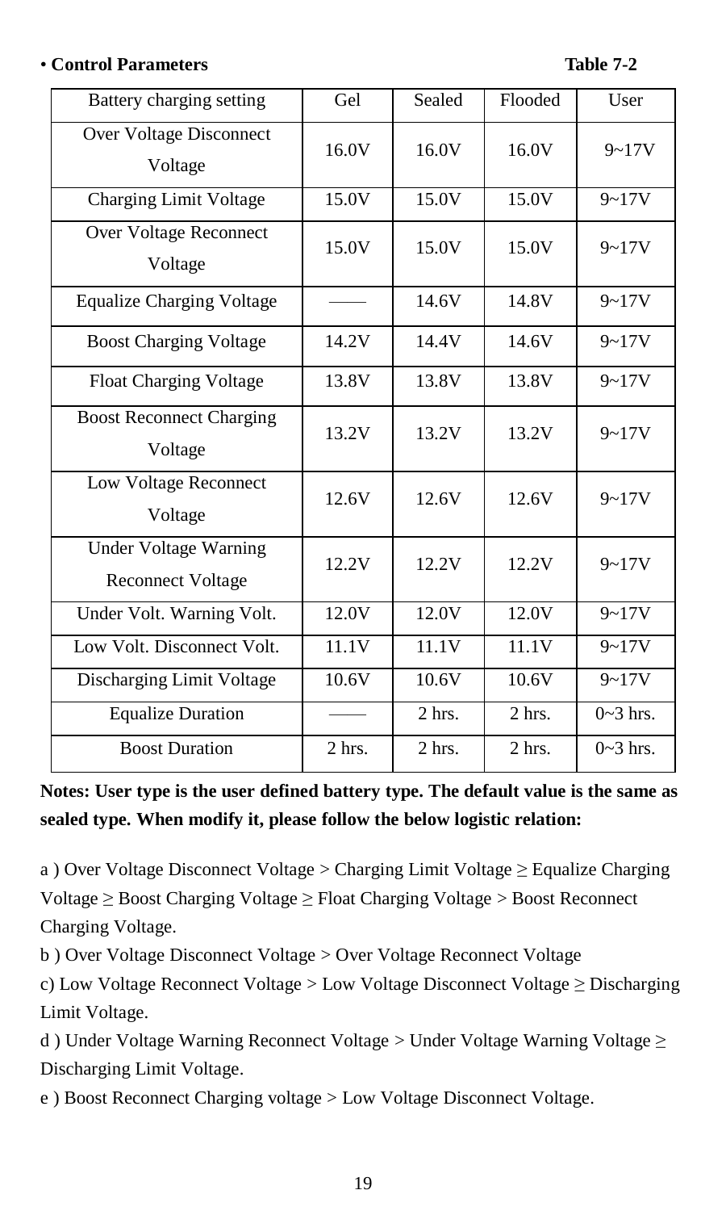• **Control Parameters** **Table 7-2**

| Battery charging setting | Gel | Sealed | Flooded | User |
|---|---|---|---|---|
| Over Voltage Disconnect Voltage | 16.0V | 16.0V | 16.0V | 9~17V |
| Charging Limit Voltage | 15.0V | 15.0V | 15.0V | 9~17V |
| Over Voltage Reconnect Voltage | 15.0V | 15.0V | 15.0V | 9~17V |
| Equalize Charging Voltage | —— | 14.6V | 14.8V | 9~17V |
| Boost Charging Voltage | 14.2V | 14.4V | 14.6V | 9~17V |
| Float Charging Voltage | 13.8V | 13.8V | 13.8V | 9~17V |
| Boost Reconnect Charging Voltage | 13.2V | 13.2V | 13.2V | 9~17V |
| Low Voltage Reconnect Voltage | 12.6V | 12.6V | 12.6V | 9~17V |
| Under Voltage Warning Reconnect Voltage | 12.2V | 12.2V | 12.2V | 9~17V |
| Under Volt. Warning Volt. | 12.0V | 12.0V | 12.0V | 9~17V |
| Low Volt. Disconnect Volt. | 11.1V | 11.1V | 11.1V | 9~17V |
| Discharging Limit Voltage | 10.6V | 10.6V | 10.6V | 9~17V |
| Equalize Duration | —— | 2 hrs. | 2 hrs. | 0~3 hrs. |
| Boost Duration | 2 hrs. | 2 hrs. | 2 hrs. | 0~3 hrs. |

**Notes: User type is the user defined battery type. The default value is the same as sealed type. When modify it, please follow the below logistic relation:**

a ) Over Voltage Disconnect Voltage > Charging Limit Voltage ≥ Equalize Charging Voltage ≥ Boost Charging Voltage ≥ Float Charging Voltage > Boost Reconnect Charging Voltage.

b ) Over Voltage Disconnect Voltage > Over Voltage Reconnect Voltage

c) Low Voltage Reconnect Voltage > Low Voltage Disconnect Voltage ≥ Discharging Limit Voltage.

d ) Under Voltage Warning Reconnect Voltage > Under Voltage Warning Voltage ≥ Discharging Limit Voltage.

e ) Boost Reconnect Charging voltage > Low Voltage Disconnect Voltage.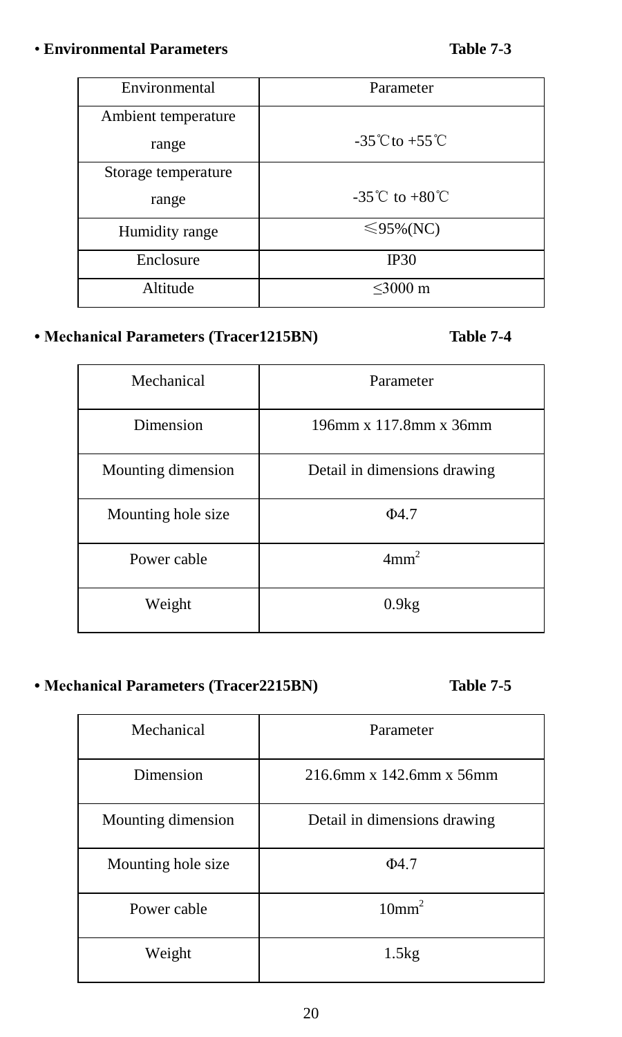- **Environmental Parameters** **Table 7-3**

| Environmental | Parameter |
|---|---|
| Ambient temperature range | -35℃to +55℃ |
| Storage temperature range | -35℃ to +80℃ |
| Humidity range | ≤95%(NC) |
| Enclosure | IP30 |
| Altitude | ≤3000 m |

- **Mechanical Parameters (Tracer1215BN)** **Table 7-4**

| Mechanical | Parameter |
|---|---|
| Dimension | 196mm x 117.8mm x 36mm |
| Mounting dimension | Detail in dimensions drawing |
| Mounting hole size | Φ4.7 |
| Power cable | $4mm^2$ |
| Weight | 0.9kg |

- **Mechanical Parameters (Tracer2215BN)** **Table 7-5**

| Mechanical | Parameter |
|---|---|
| Dimension | 216.6mm x 142.6mm x 56mm |
| Mounting dimension | Detail in dimensions drawing |
| Mounting hole size | Φ4.7 |
| Power cable | $10mm^2$ |
| Weight | 1.5kg |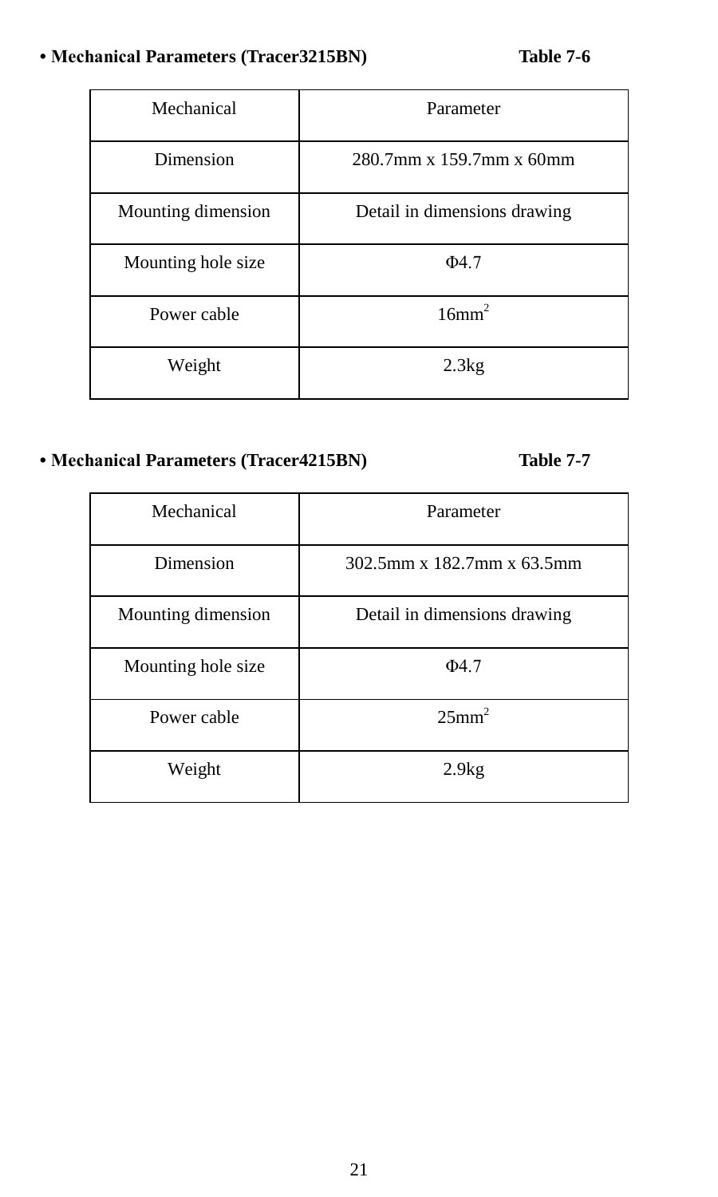**• Mechanical Parameters (Tracer3215BN) Table 7-6**

| Mechanical | Parameter |
|---|---|
| Dimension | 280.7mm x 159.7mm x 60mm |
| Mounting dimension | Detail in dimensions drawing |
| Mounting hole size | Φ4.7 |
| Power cable | $16mm^2$ |
| Weight | 2.3kg |

**• Mechanical Parameters (Tracer4215BN) Table 7-7**

| Mechanical | Parameter |
|---|---|
| Dimension | 302.5mm x 182.7mm x 63.5mm |
| Mounting dimension | Detail in dimensions drawing |
| Mounting hole size | Φ4.7 |
| Power cable | $25mm^2$ |
| Weight | 2.9kg |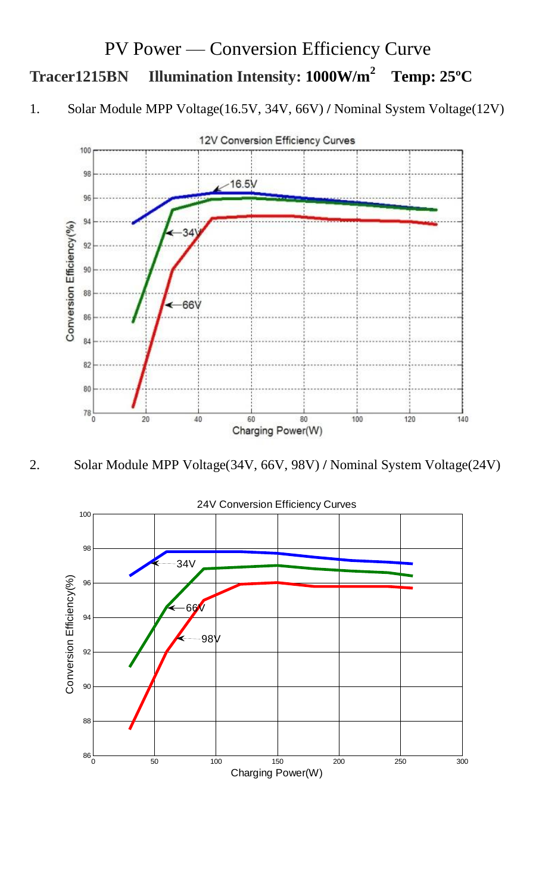# PV Power — Conversion Efficiency Curve

**Tracer1215BN Illumination Intensity: 1000W/m$^2$ Temp: 25ºC**

1. Solar Module MPP Voltage(16.5V, 34V, 66V) / Nominal System Voltage(12V)

2. Solar Module MPP Voltage(34V, 66V, 98V) / Nominal System Voltage(24V)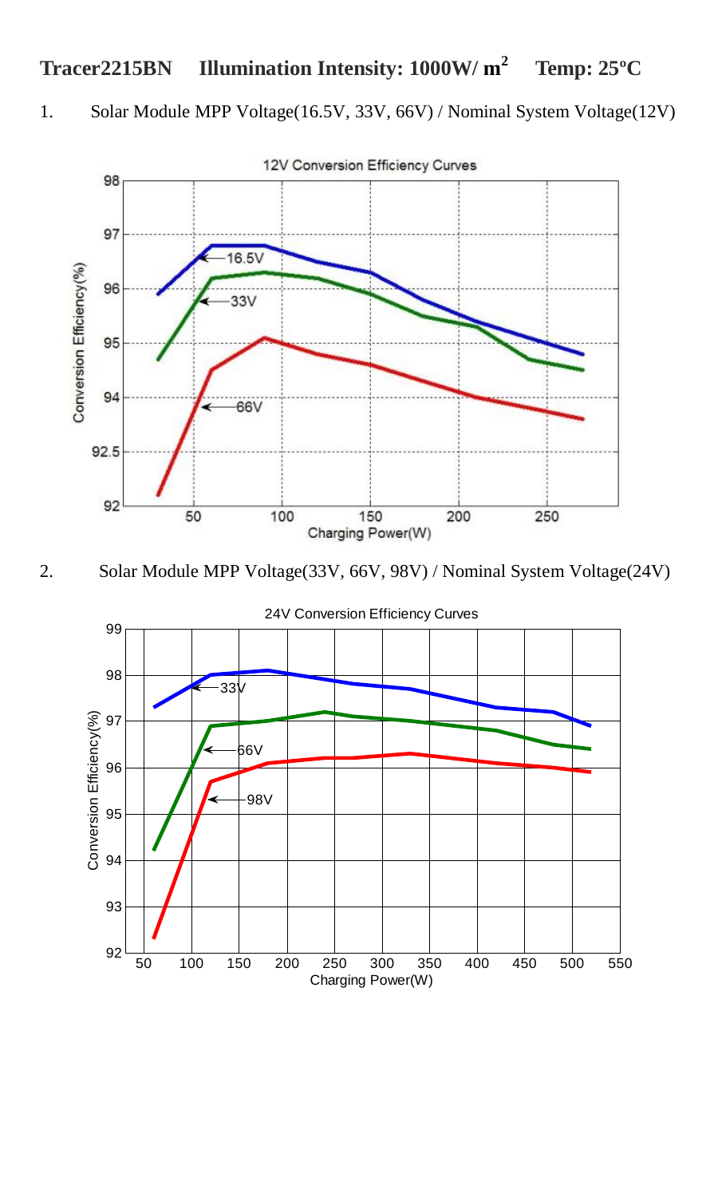**Tracer2215BN Illumination Intensity: 1000W/ $m^2$ Temp: 25ºC**

1. Solar Module MPP Voltage(16.5V, 33V, 66V) / Nominal System Voltage(12V)

12V Conversion Efficiency Curves

2. Solar Module MPP Voltage(33V, 66V, 98V) / Nominal System Voltage(24V)

24V Conversion Efficiency Curves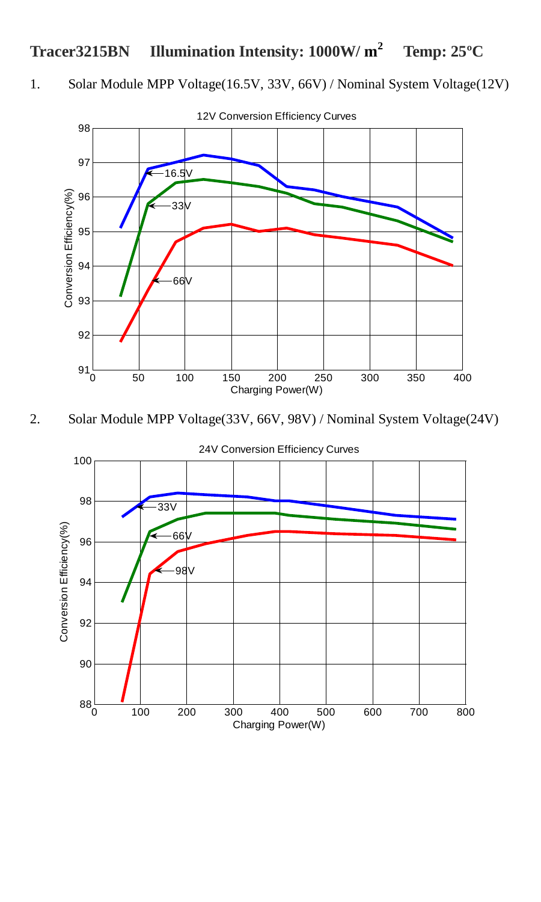**Tracer3215BN Illumination Intensity: 1000W/ $m^2$ Temp: 25ºC**

1. Solar Module MPP Voltage(16.5V, 33V, 66V) / Nominal System Voltage(12V)

2. Solar Module MPP Voltage(33V, 66V, 98V) / Nominal System Voltage(24V)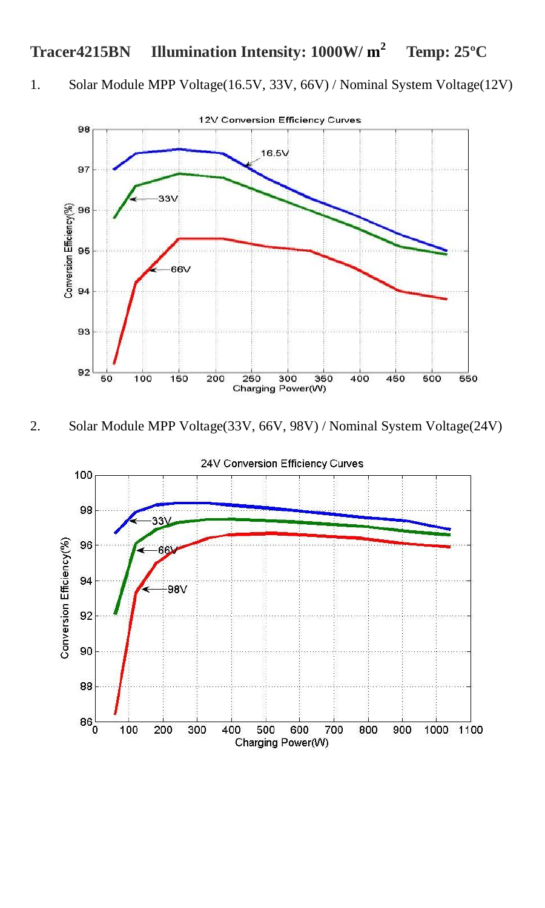**Tracer4215BN Illumination Intensity: 1000W/ $m^2$ Temp: 25ºC**

1. Solar Module MPP Voltage(16.5V, 33V, 66V) / Nominal System Voltage(12V)

2. Solar Module MPP Voltage(33V, 66V, 98V) / Nominal System Voltage(24V)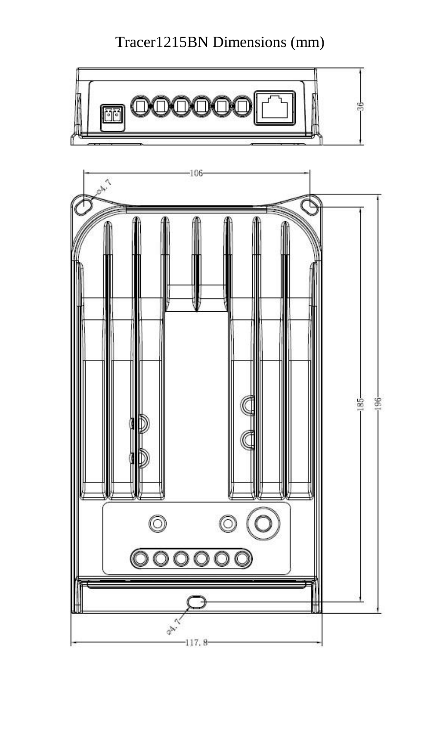Tracer1215BN Dimensions (mm)

36

106

Φ4.7

185

196

Φ4.7

117.8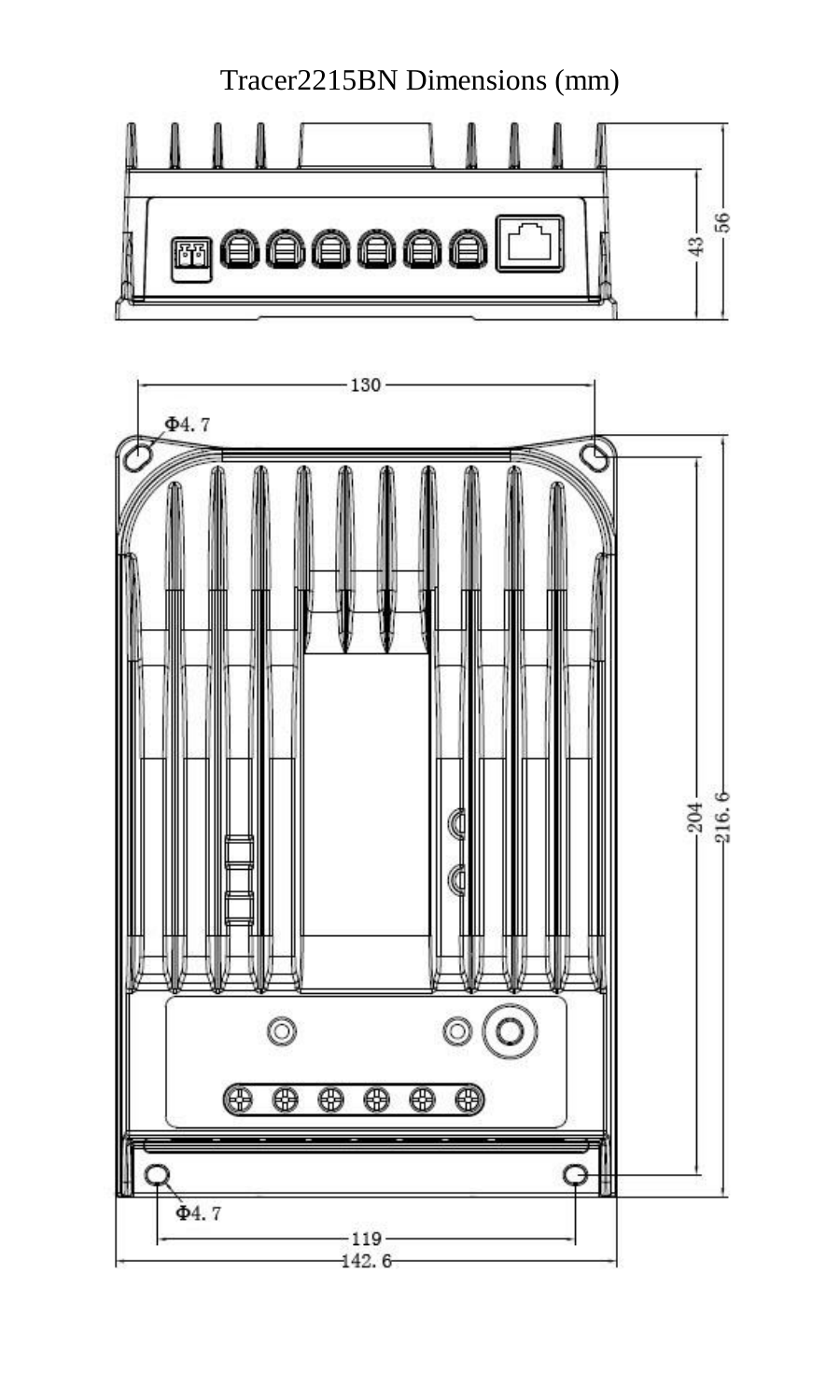Tracer2215BN Dimensions (mm)

56

43

130

Φ4. 7

204

216. 6

Φ4. 7

119

142. 6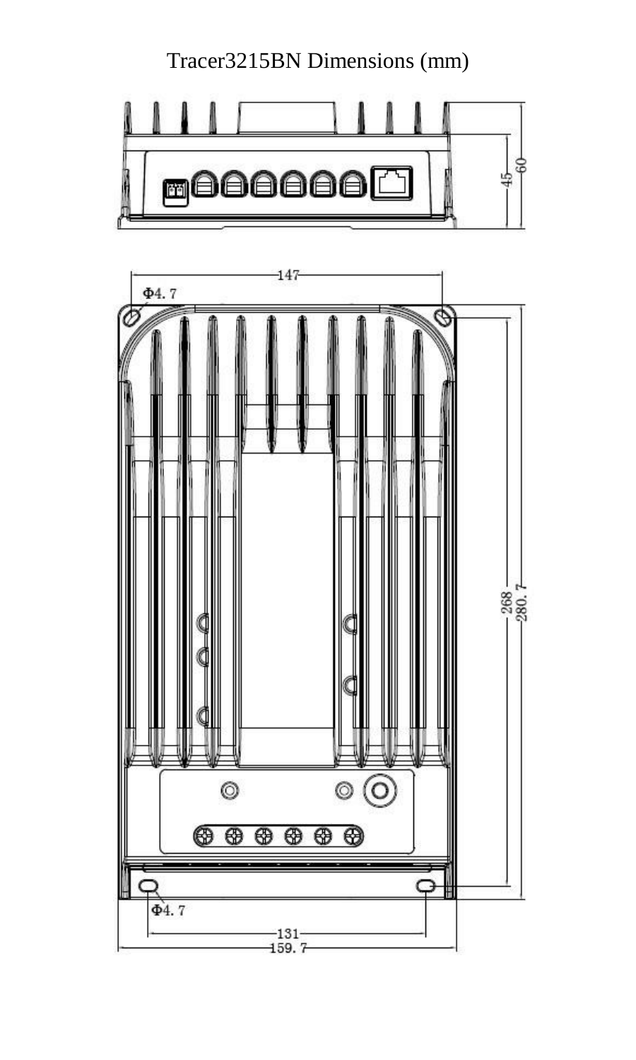Tracer3215BN Dimensions (mm)

Φ4. 7

147

45

60

268

280. 7

Φ4. 7

131

159. 7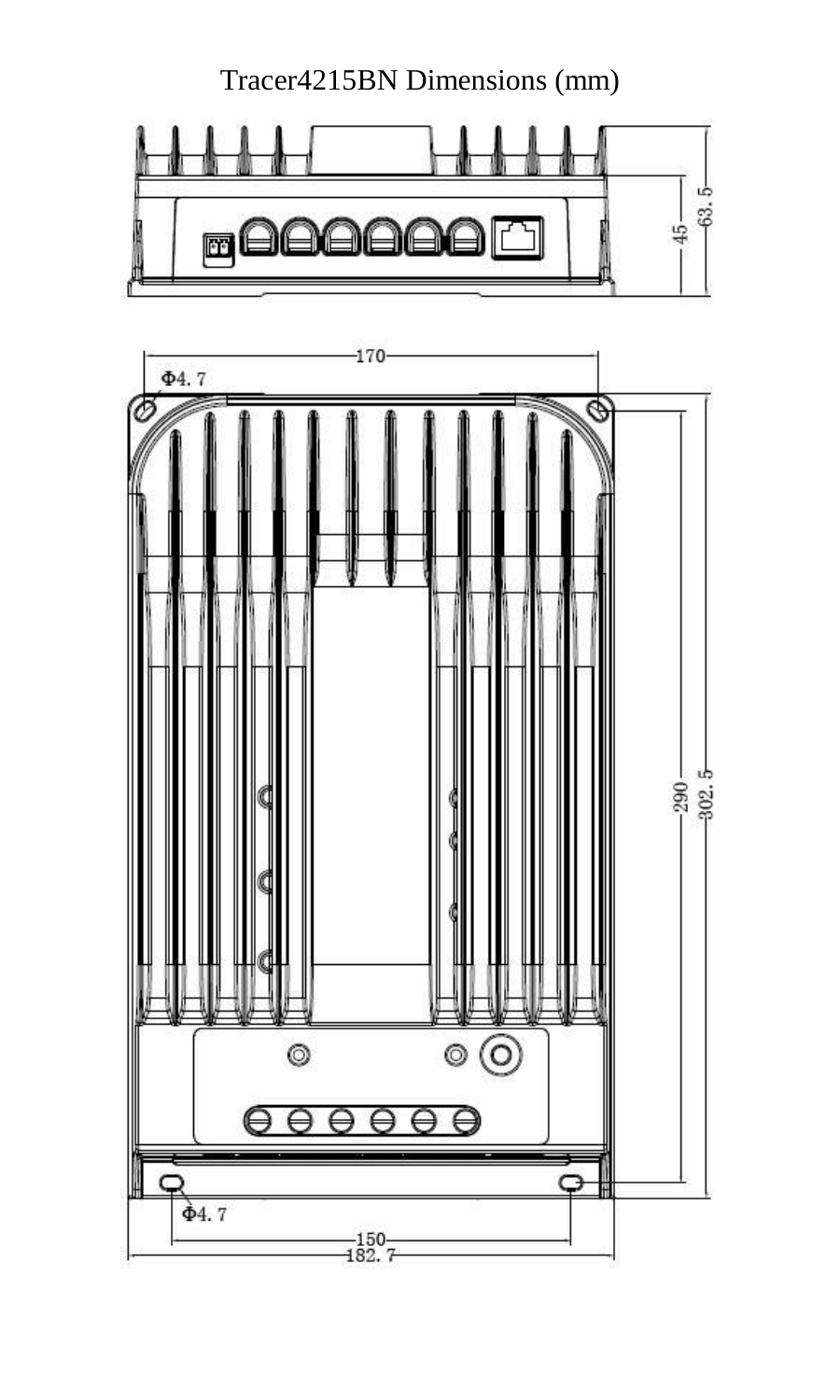# Tracer4215BN Dimensions (mm)

Φ4.7

170

63.5

45

290

302.5

Φ4.7

150

182.7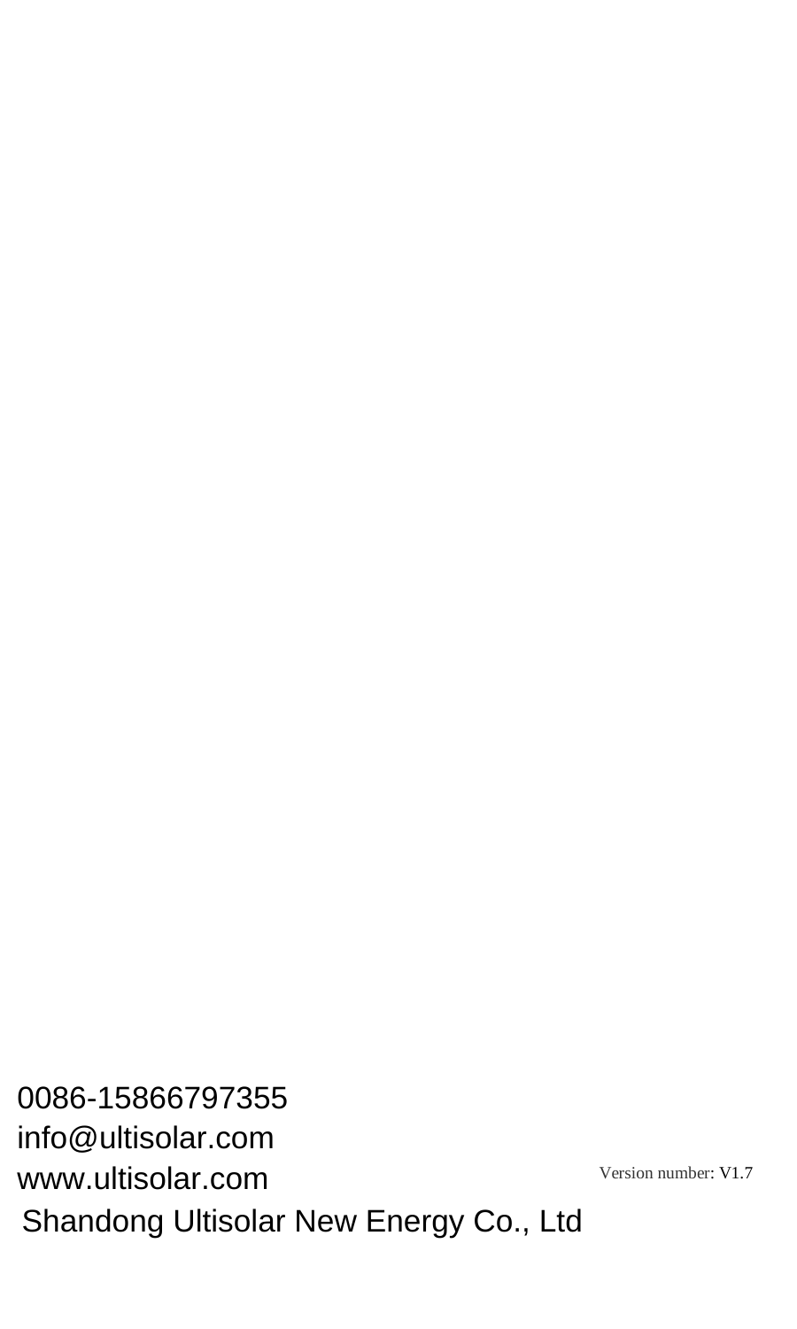0086-15866797355

info@ultisolar.com

www.ultisolar.com

Shandong Ultisolar New Energy Co., Ltd

Version number: V1.7